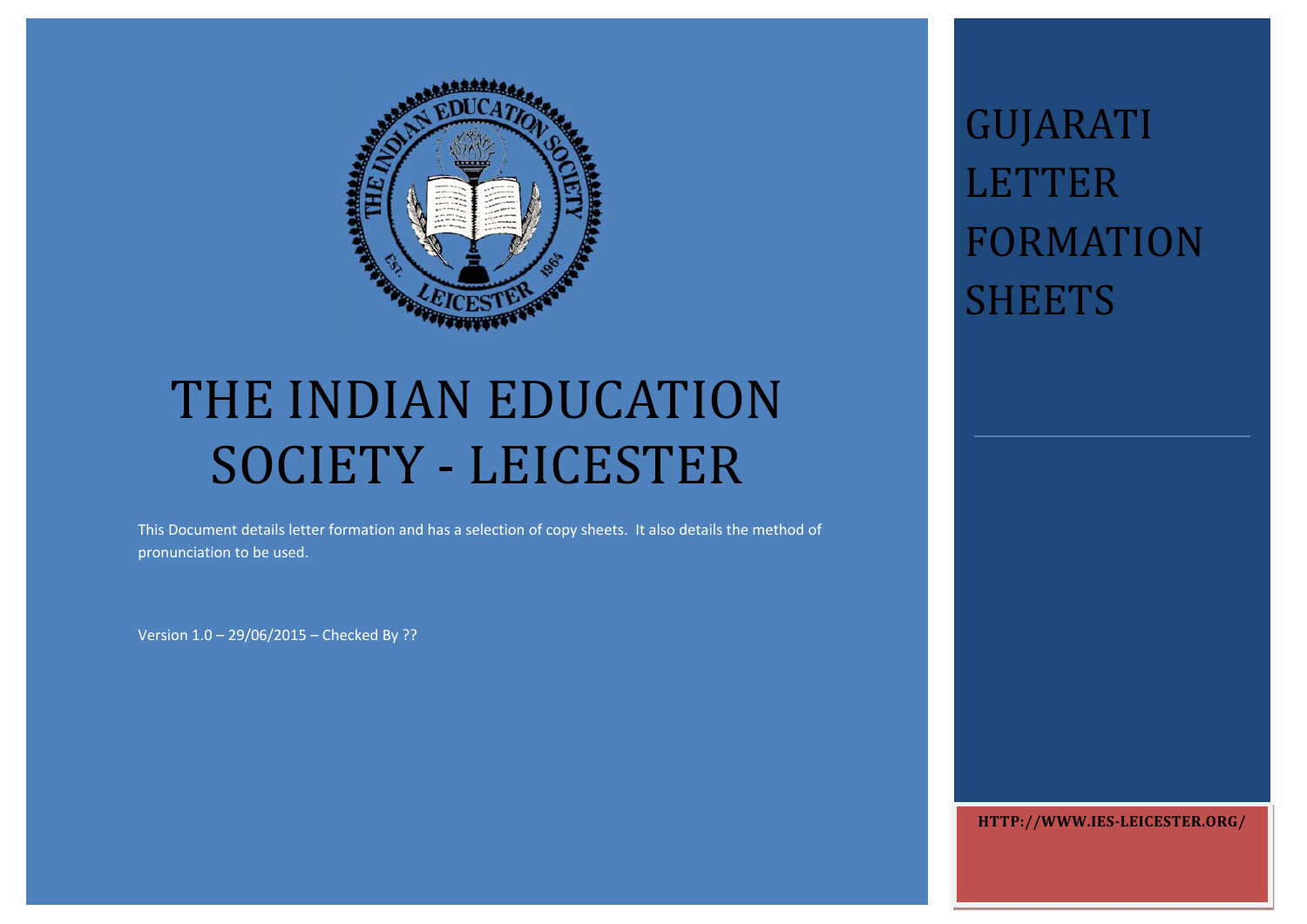# THE INDIAN EDUCATION SOCIETY - LEICESTER

This Document details letter formation and has a selection of copy sheets. It also details the method of pronunciation to be used.

Version 1.0 – 29/06/2015 – Checked By ??

## GUJARATI LETTER FORMATION SHEETS

**HTTP://WWW.IES-LEICESTER.ORG/**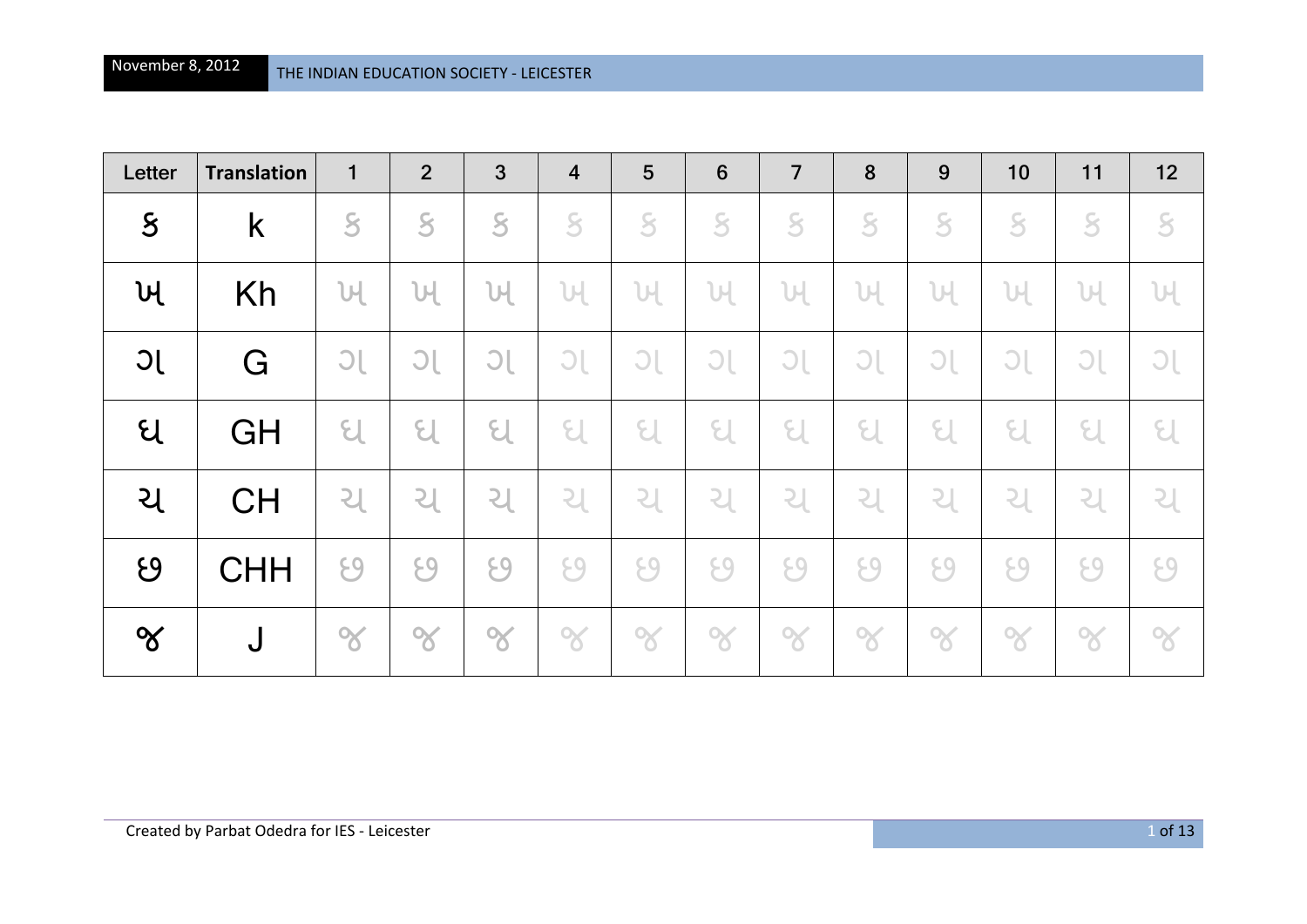| Letter | Translation | 1 | 2 | 3 | 4 | 5 | 6 | 7 | 8 | 9 | 10 | 11 | 12 |
|---|---|---|---|---|---|---|---|---|---|---|---|---|---|
| ક | k | ક | ક | ક | ક | ક | ક | ક | ક | ક | ક | ક | ક |
| ખ | Kh | ખ | ખ | ખ | ખ | ખ | ખ | ખ | ખ | ખ | ખ | ખ | ખ |
| ગ | G | ગ | ગ | ગ | ગ | ગ | ગ | ગ | ગ | ગ | ગ | ગ | ગ |
| ઘ | GH | ઘ | ઘ | ઘ | ઘ | ઘ | ઘ | ઘ | ઘ | ઘ | ઘ | ઘ | ઘ |
| ચ | CH | ચ | ચ | ચ | ચ | ચ | ચ | ચ | ચ | ચ | ચ | ચ | ચ |
| છ | CHH | છ | છ | છ | છ | છ | છ | છ | છ | છ | છ | છ | છ |
| જ | J | જ | જ | જ | જ | જ | જ | જ | જ | જ | જ | જ | જ |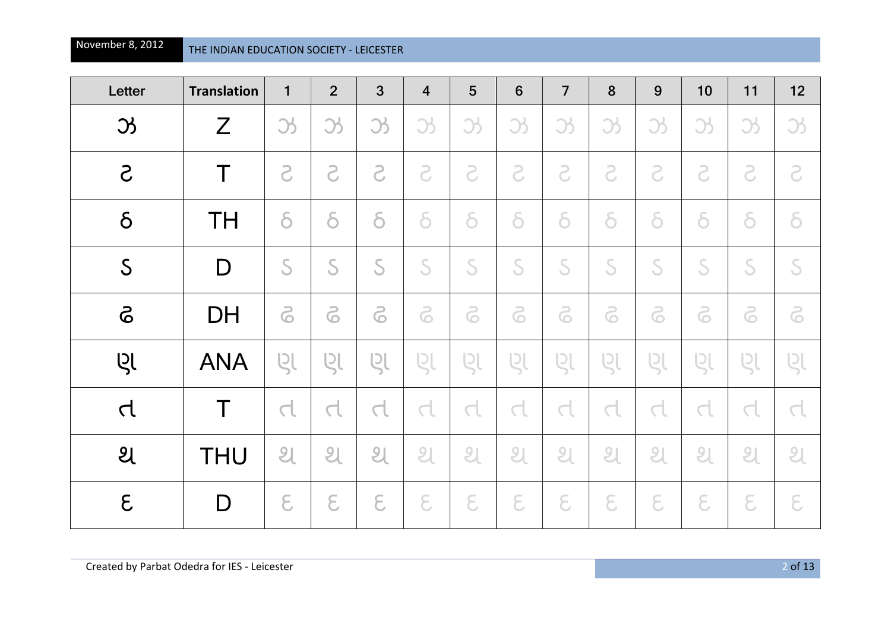| Letter | Translation | 1 | 2 | 3 | 4 | 5 | 6 | 7 | 8 | 9 | 10 | 11 | 12 |
|---|---|---|---|---|---|---|---|---|---|---|---|---|---|
| ઝ | Z | ઝ | ઝ | ઝ | ઝ | ઝ | ઝ | ઝ | ઝ | ઝ | ઝ | ઝ | ઝ |
| ટ | T | ટ | ટ | ટ | ટ | ટ | ટ | ટ | ટ | ટ | ટ | ટ | ટ |
| ઠ | TH | ઠ | ઠ | ઠ | ઠ | ઠ | ઠ | ઠ | ઠ | ઠ | ઠ | ઠ | ઠ |
| ડ | D | ડ | ડ | ડ | ડ | ડ | ડ | ડ | ડ | ડ | ડ | ડ | ડ |
| ઢ | DH | ઢ | ઢ | ઢ | ઢ | ઢ | ઢ | ઢ | ઢ | ઢ | ઢ | ઢ | ઢ |
| ણ | ANA | ણ | ણ | ણ | ણ | ણ | ણ | ણ | ણ | ણ | ણ | ણ | ણ |
| ત | T | ત | ત | ત | ત | ત | ત | ત | ત | ત | ત | ત | ત |
| થ | THU | થ | થ | થ | થ | થ | થ | થ | થ | થ | થ | થ | થ |
| દ | D | દ | દ | દ | દ | દ | દ | દ | દ | દ | દ | દ | દ |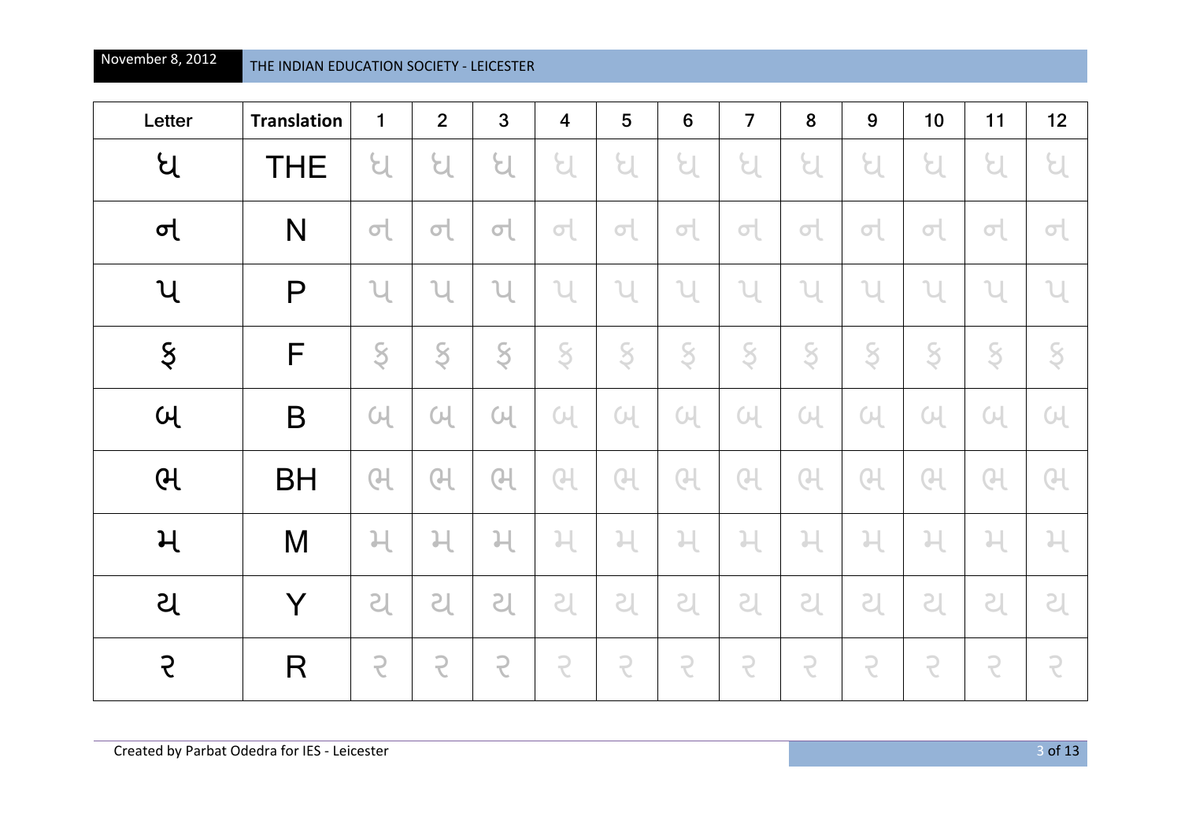| Letter | Translation | 1 | 2 | 3 | 4 | 5 | 6 | 7 | 8 | 9 | 10 | 11 | 12 |
|---|---|---|---|---|---|---|---|---|---|---|---|---|---|
| ધ | THE | ધ | ધ | ધ | ધ | ધ | ધ | ધ | ધ | ધ | ધ | ધ | ધ |
| ન | N | ન | ન | ન | ન | ન | ન | ન | ન | ન | ન | ન | ન |
| પ | P | પ | પ | પ | પ | પ | પ | પ | પ | પ | પ | પ | પ |
| ફ | F | ફ | ફ | ફ | ફ | ફ | ફ | ફ | ફ | ફ | ફ | ફ | ફ |
| બ | B | બ | બ | બ | બ | બ | બ | બ | બ | બ | બ | બ | બ |
| ભ | BH | ભ | ભ | ભ | ભ | ભ | ભ | ભ | ભ | ભ | ભ | ભ | ભ |
| મ | M | મ | મ | મ | મ | મ | મ | મ | મ | મ | મ | મ | મ |
| ય | Y | ય | ય | ય | ય | ય | ય | ય | ય | ય | ય | ય | ય |
| ર | R | ર | ર | ર | ર | ર | ર | ર | ર | ર | ર | ર | ર |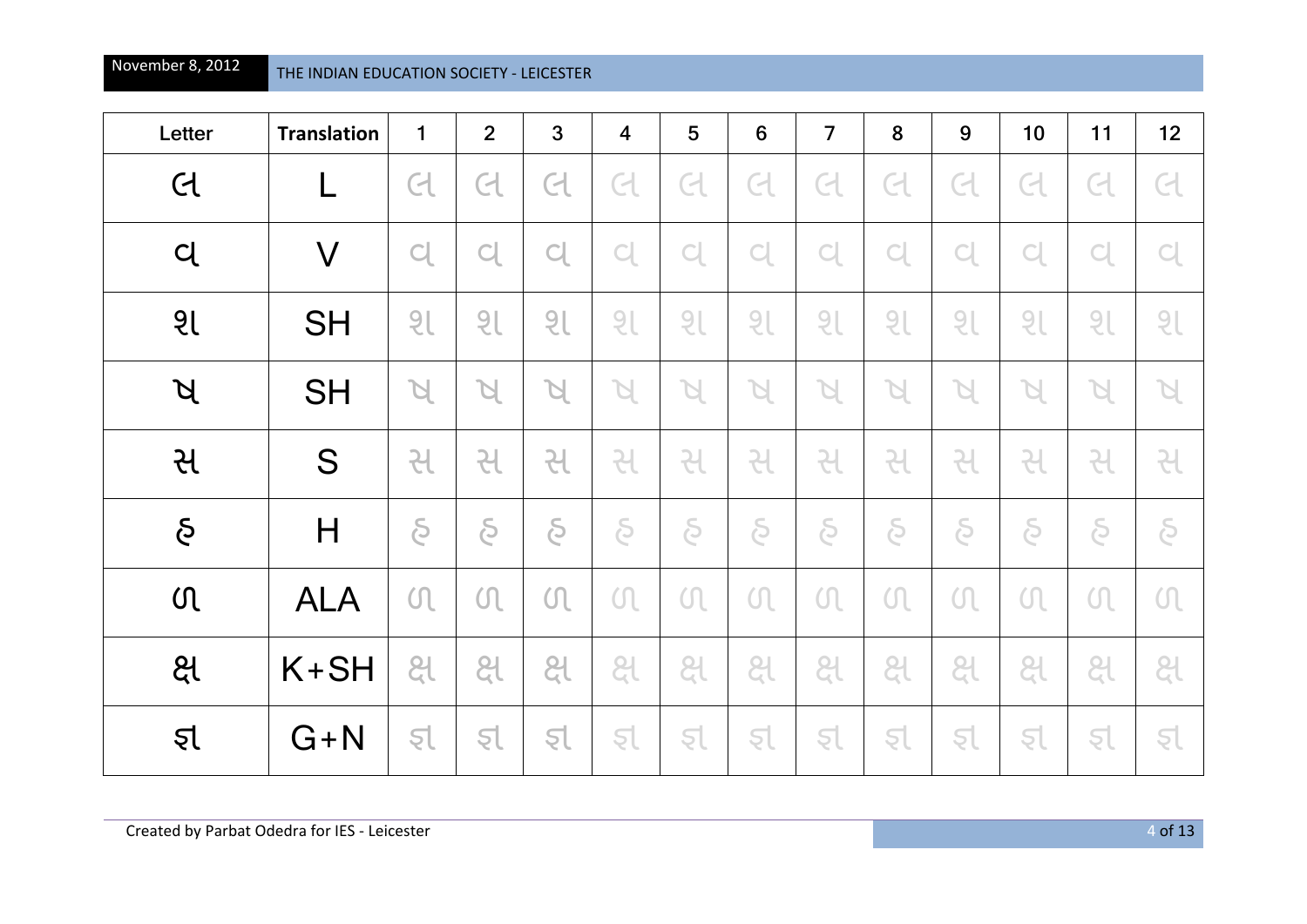| Letter | Translation | 1 | 2 | 3 | 4 | 5 | 6 | 7 | 8 | 9 | 10 | 11 | 12 |
|---|---|---|---|---|---|---|---|---|---|---|---|---|---|
| લ | L | લ | લ | લ | લ | લ | લ | લ | લ | લ | લ | લ | લ |
| વ | V | વ | વ | વ | વ | વ | વ | વ | વ | વ | વ | વ | વ |
| શ | SH | શ | શ | શ | શ | શ | શ | શ | શ | શ | શ | શ | શ |
| ષ | SH | ષ | ષ | ષ | ષ | ષ | ષ | ષ | ષ | ષ | ષ | ષ | ષ |
| સ | S | સ | સ | સ | સ | સ | સ | સ | સ | સ | સ | સ | સ |
| હ | H | હ | હ | હ | હ | હ | હ | હ | હ | હ | હ | હ | હ |
| ળ | ALA | ળ | ળ | ળ | ળ | ળ | ળ | ળ | ળ | ળ | ળ | ળ | ળ |
| ક્ષ | K+SH | ક્ષ | ક્ષ | ક્ષ | ક્ષ | ક્ષ | ક્ષ | ક્ષ | ક્ષ | ક્ષ | ક્ષ | ક્ષ | ક્ષ |
| જ્ઞ | G+N | જ્ઞ | જ્ઞ | જ્ઞ | જ્ઞ | જ્ઞ | જ્ઞ | જ્ઞ | જ્ઞ | જ્ઞ | જ્ઞ | જ્ઞ | જ્ઞ |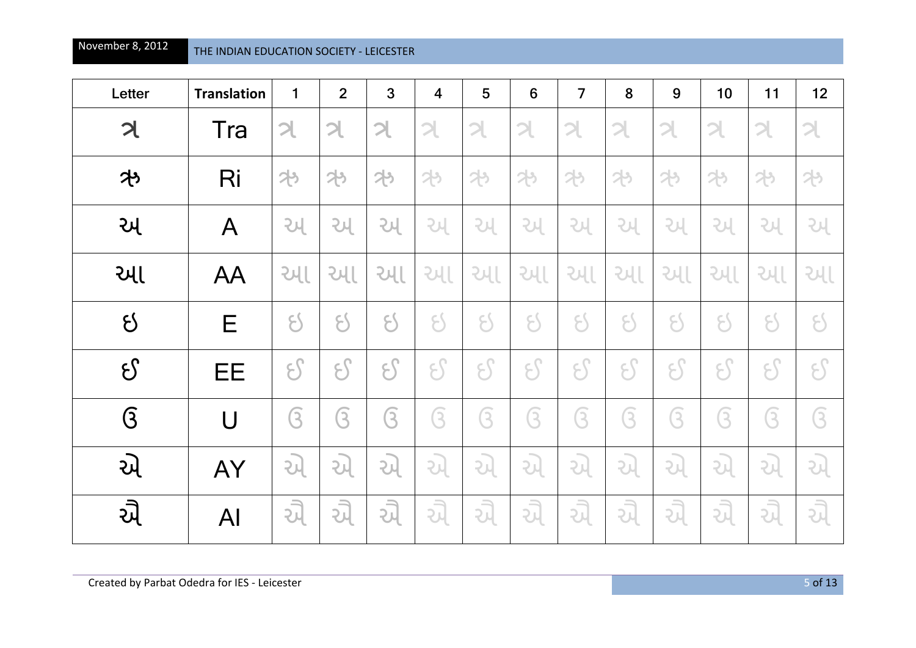| Letter | Translation | 1 | 2 | 3 | 4 | 5 | 6 | 7 | 8 | 9 | 10 | 11 | 12 |
|---|---|---|---|---|---|---|---|---|---|---|---|---|---|
| ત્ર | Tra | ત્ર | ત્ર | ત્ર | ત્ર | ત્ર | ત્ર | ત્ર | ત્ર | ત્ર | ત્ર | ત્ર | ત્ર |
| ઋ | Ri | ઋ | ઋ | ઋ | ઋ | ઋ | ઋ | ઋ | ઋ | ઋ | ઋ | ઋ | ઋ |
| અ | A | અ | અ | અ | અ | અ | અ | અ | અ | અ | અ | અ | અ |
| આ | AA | આ | આ | આ | આ | આ | આ | આ | આ | આ | આ | આ | આ |
| ઇ | E | ઇ | ઇ | ઇ | ઇ | ઇ | ઇ | ઇ | ઇ | ઇ | ઇ | ઇ | ઇ |
| ઈ | EE | ઈ | ઈ | ઈ | ઈ | ઈ | ઈ | ઈ | ઈ | ઈ | ઈ | ઈ | ઈ |
| ઉ | U | ઉ | ઉ | ઉ | ઉ | ઉ | ઉ | ઉ | ઉ | ઉ | ઉ | ઉ | ઉ |
| એ | AY | એ | એ | એ | એ | એ | એ | એ | એ | એ | એ | એ | એ |
| ઐ | AI | ઐ | ઐ | ઐ | ઐ | ઐ | ઐ | ઐ | ઐ | ઐ | ઐ | ઐ | ઐ |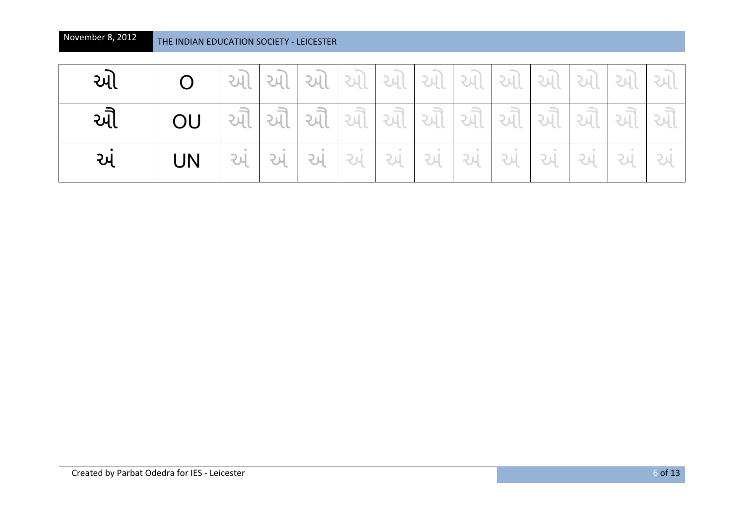| ઓ | O | ઓ | ઓ | ઓ | ઓ | ઓ | ઓ | ઓ | ઓ | ઓ | ઓ | ઓ | ઓ |
|---|---|---|---|---|---|---|---|---|---|---|---|---|---|
| ઔ | OU | ઔ | ઔ | ઔ | ઔ | ઔ | ઔ | ઔ | ઔ | ઔ | ઔ | ઔ | ઔ |
| અં | UN | અં | અં | અં | અં | અં | અં | અં | અં | અં | અં | અં | અં |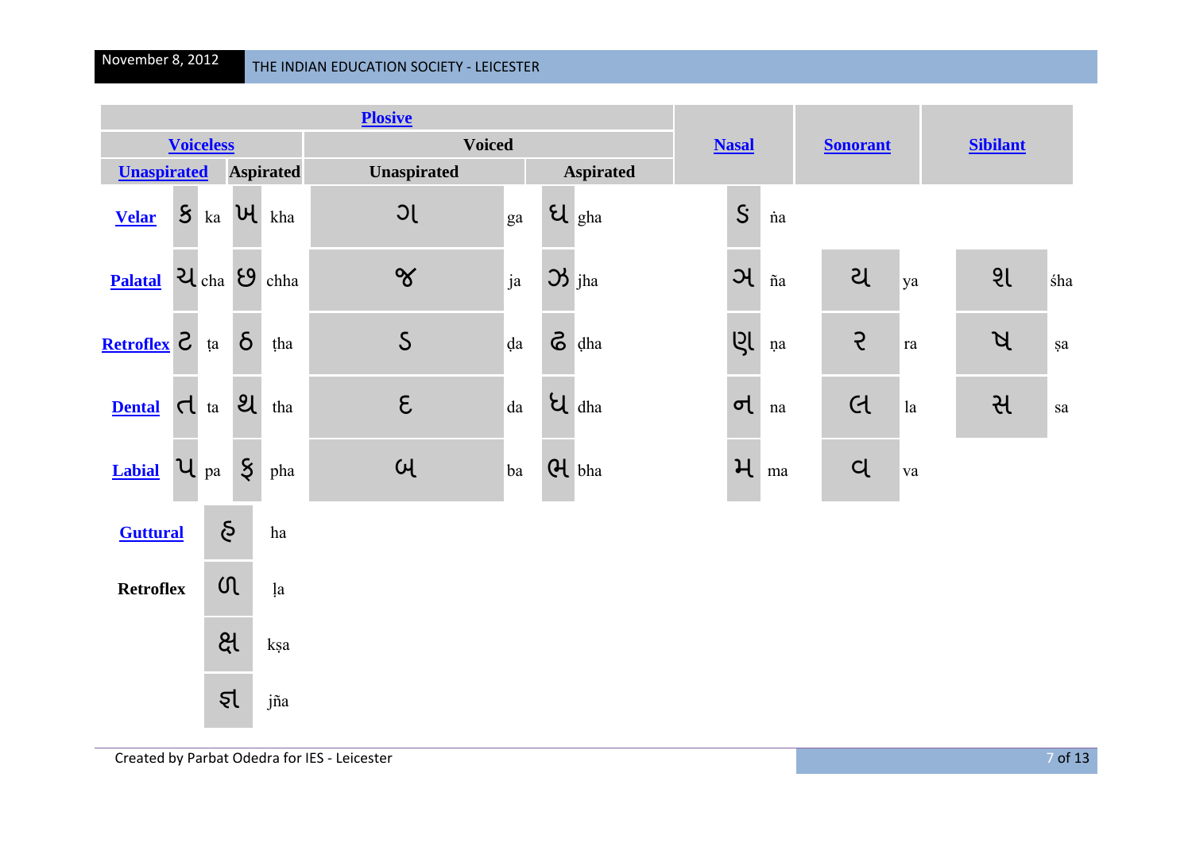| | Plosive | | | | Nasal | Sonorant | Sibilant |
|---|---|---|---|---|---|---|---|
| | Voiceless | | Voiced | | | | |
| | Unaspirated | Aspirated | Unaspirated | Aspirated | | | |
| Velar | ક ka | ખ kha | ગ ga | ઘ gha | ઙ ṅa | | |
| Palatal | ચ cha | છ chha | જ ja | ઝ jha | ઞ ña | ય ya | શ śha |
| Retroflex | ટ ṭa | ઠ ṭha | ડ ḍa | ઢ ḍha | ણ ṇa | ર ra | ષ ṣa |
| Dental | ત ta | થ tha | દ da | ધ dha | ન na | લ la | સ sa |
| Labial | પ pa | ફ pha | બ ba | ભ bha | મ ma | વ va | |
| Guttural | હ ha | | | | | | |
| Retroflex | ળ ḷa | | | | | | |
| | ક્ષ kṣa | | | | | | |
| | જ્ઞ jña | | | | | | |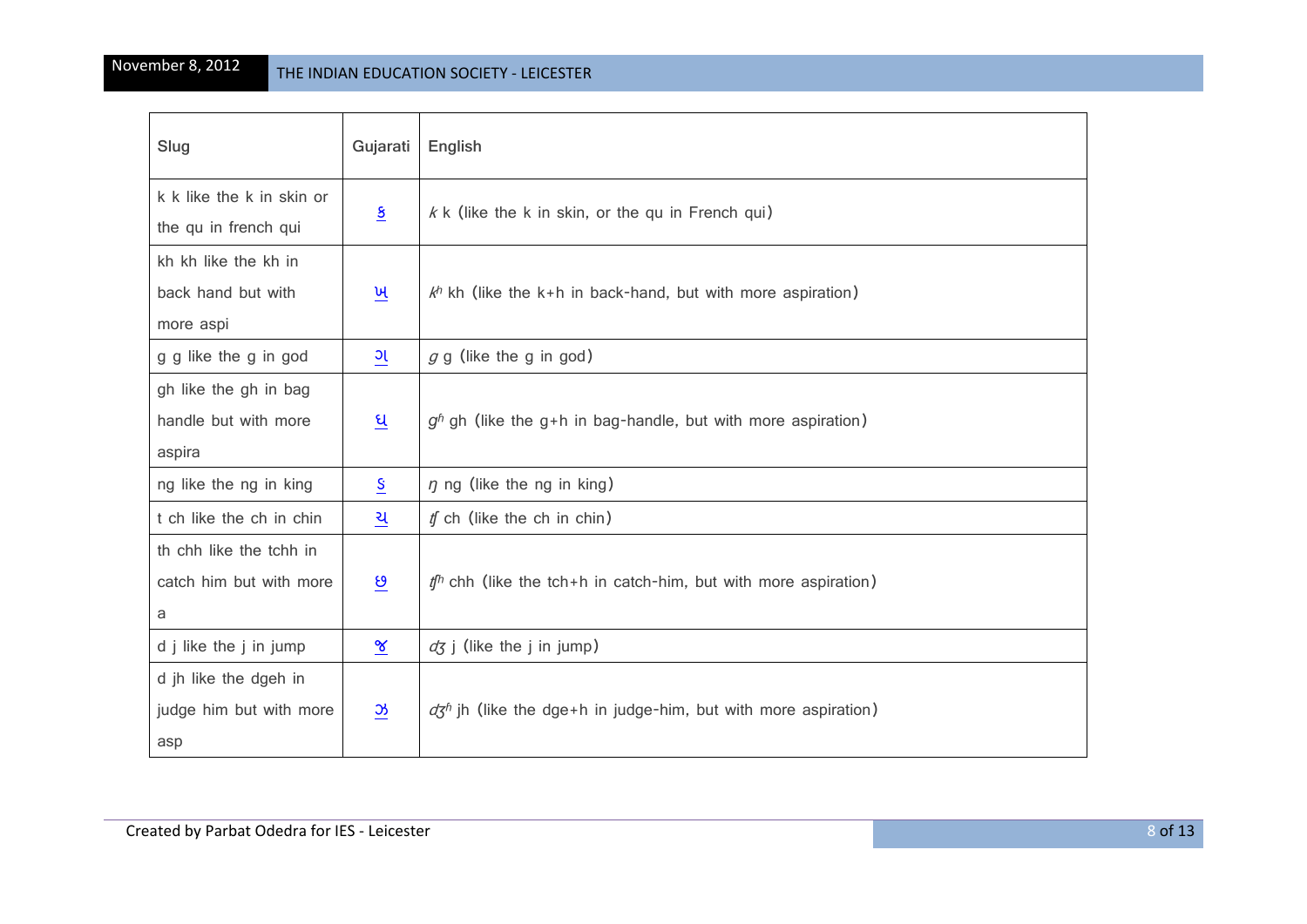| Slug | Gujarati | English |
|---|---|---|
| k k like the k in skin or the qu in french qui | ક | *k* k (like the k in skin, or the qu in French qui) |
| kh kh like the kh in back hand but with more aspi | ખ | *kʰ* kh (like the k+h in back-hand, but with more aspiration) |
| g g like the g in god | ગ | *g* g (like the g in god) |
| gh like the gh in bag handle but with more aspira | ઘ | *gʰ* gh (like the g+h in bag-handle, but with more aspiration) |
| ng like the ng in king | ઙ | *ŋ* ng (like the ng in king) |
| t ch like the ch in chin | ચ | *tʃ* ch (like the ch in chin) |
| th chh like the tchh in catch him but with more a | છ | *tʃʰ* chh (like the tch+h in catch-him, but with more aspiration) |
| d j like the j in jump | જ | *dʒ* j (like the j in jump) |
| d jh like the dgeh in judge him but with more asp | ઝ | *dʒʰ* jh (like the dge+h in judge-him, but with more aspiration) |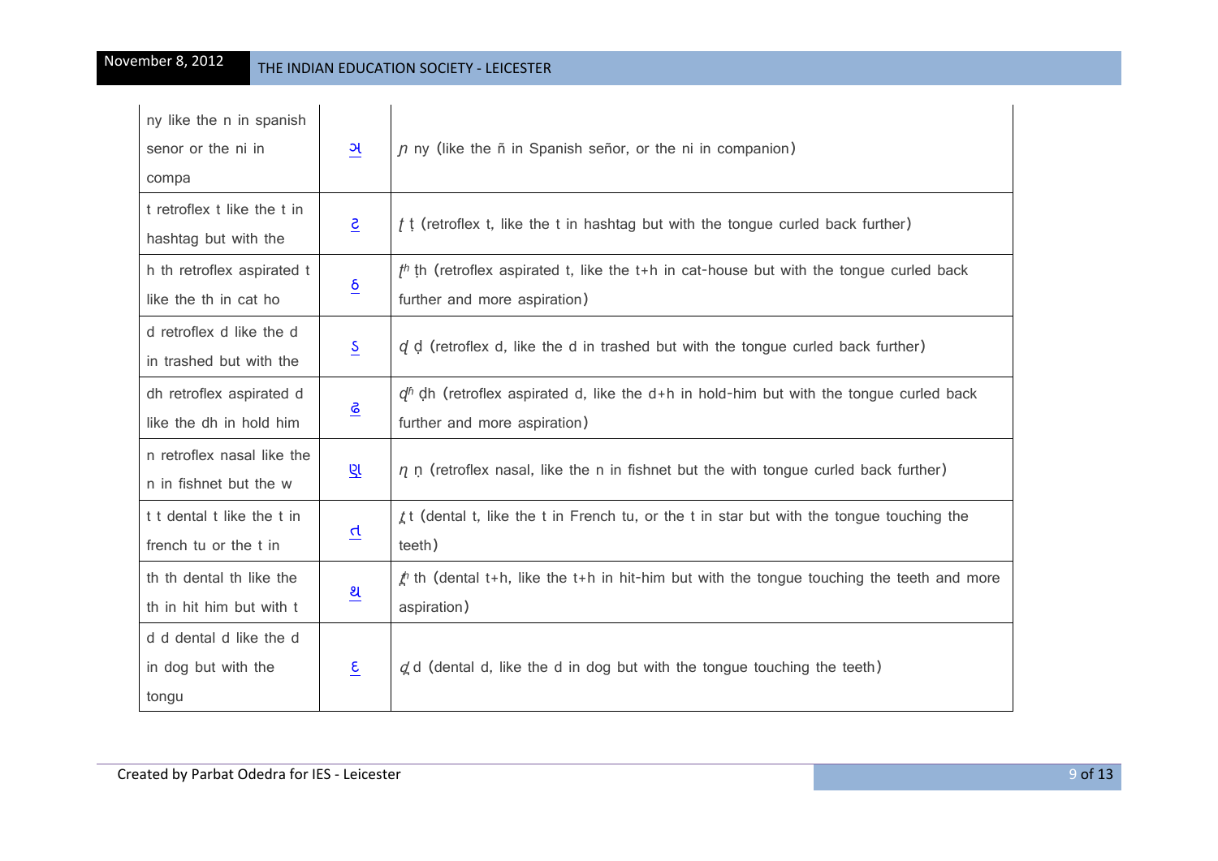| ny like the n in spanish senor or the ni in compa | ઞ | ɲ ny (like the ñ in Spanish señor, or the ni in companion) |
|---|---|---|
| t retroflex t like the t in hashtag but with the | ટ | ʈ ṭ (retroflex t, like the t in hashtag but with the tongue curled back further) |
| h th retroflex aspirated t like the th in cat ho | ઠ | ʈʰ ṭh (retroflex aspirated t, like the t+h in cat-house but with the tongue curled back further and more aspiration) |
| d retroflex d like the d in trashed but with the | ડ | ɖ ḍ (retroflex d, like the d in trashed but with the tongue curled back further) |
| dh retroflex aspirated d like the dh in hold him | ઢ | ɖʰ ḍh (retroflex aspirated d, like the d+h in hold-him but with the tongue curled back further and more aspiration) |
| n retroflex nasal like the n in fishnet but the w | ણ | ɳ ṇ (retroflex nasal, like the n in fishnet but the with tongue curled back further) |
| t t dental t like the t in french tu or the t in | ત | t̪ t (dental t, like the t in French tu, or the t in star but with the tongue touching the teeth) |
| th th dental th like the th in hit him but with t | થ | t̪ʰ th (dental t+h, like the t+h in hit-him but with the tongue touching the teeth and more aspiration) |
| d d dental d like the d in dog but with the tongu | દ | d̪ d (dental d, like the d in dog but with the tongue touching the teeth) |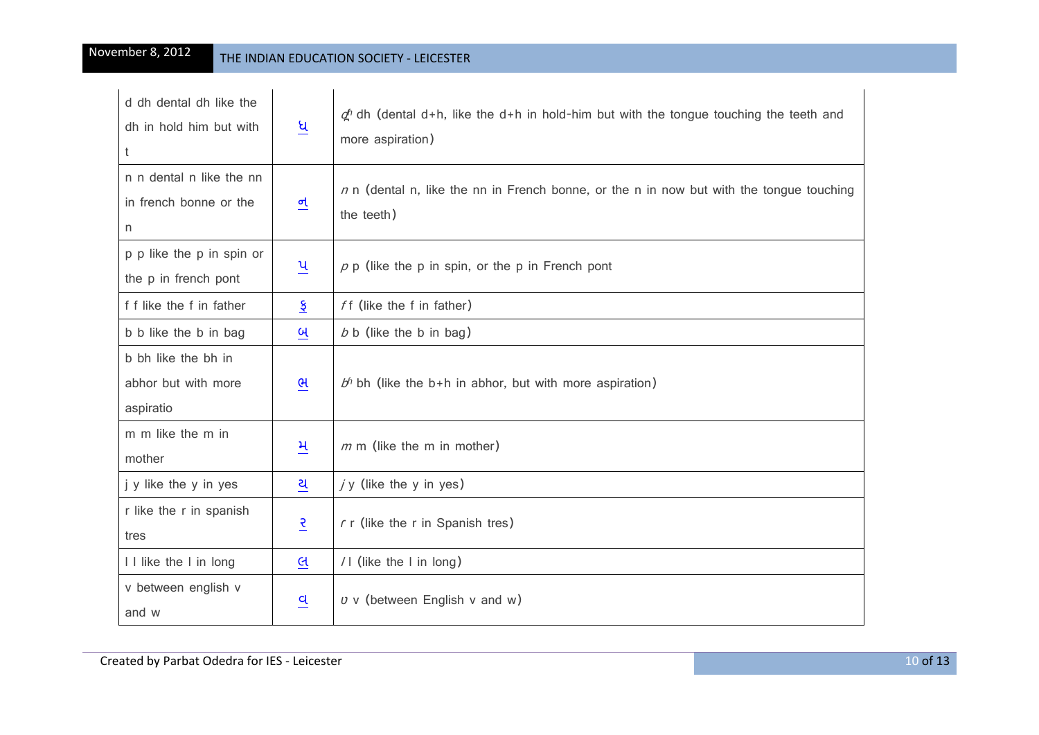| | | |
|---|---|---|
| d dh dental dh like the dh in hold him but with t | ધ | *d̪ʰ* dh (dental d+h, like the d+h in hold-him but with the tongue touching the teeth and more aspiration) |
| n n dental n like the nn in french bonne or the n | ન | *n* n (dental n, like the nn in French bonne, or the n in now but with the tongue touching the teeth) |
| p p like the p in spin or the p in french pont | પ | *p* p (like the p in spin, or the p in French pont |
| f f like the f in father | ફ | *f* f (like the f in father) |
| b b like the b in bag | બ | *b* b (like the b in bag) |
| b bh like the bh in abhor but with more aspiratio | ભ | *bʰ* bh (like the b+h in abhor, but with more aspiration) |
| m m like the m in mother | મ | *m* m (like the m in mother) |
| j y like the y in yes | ય | *j* y (like the y in yes) |
| r like the r in spanish tres | ર | *r* r (like the r in Spanish tres) |
| l l like the l in long | લ | *l* l (like the l in long) |
| v between english v and w | વ | *ʋ* v (between English v and w) |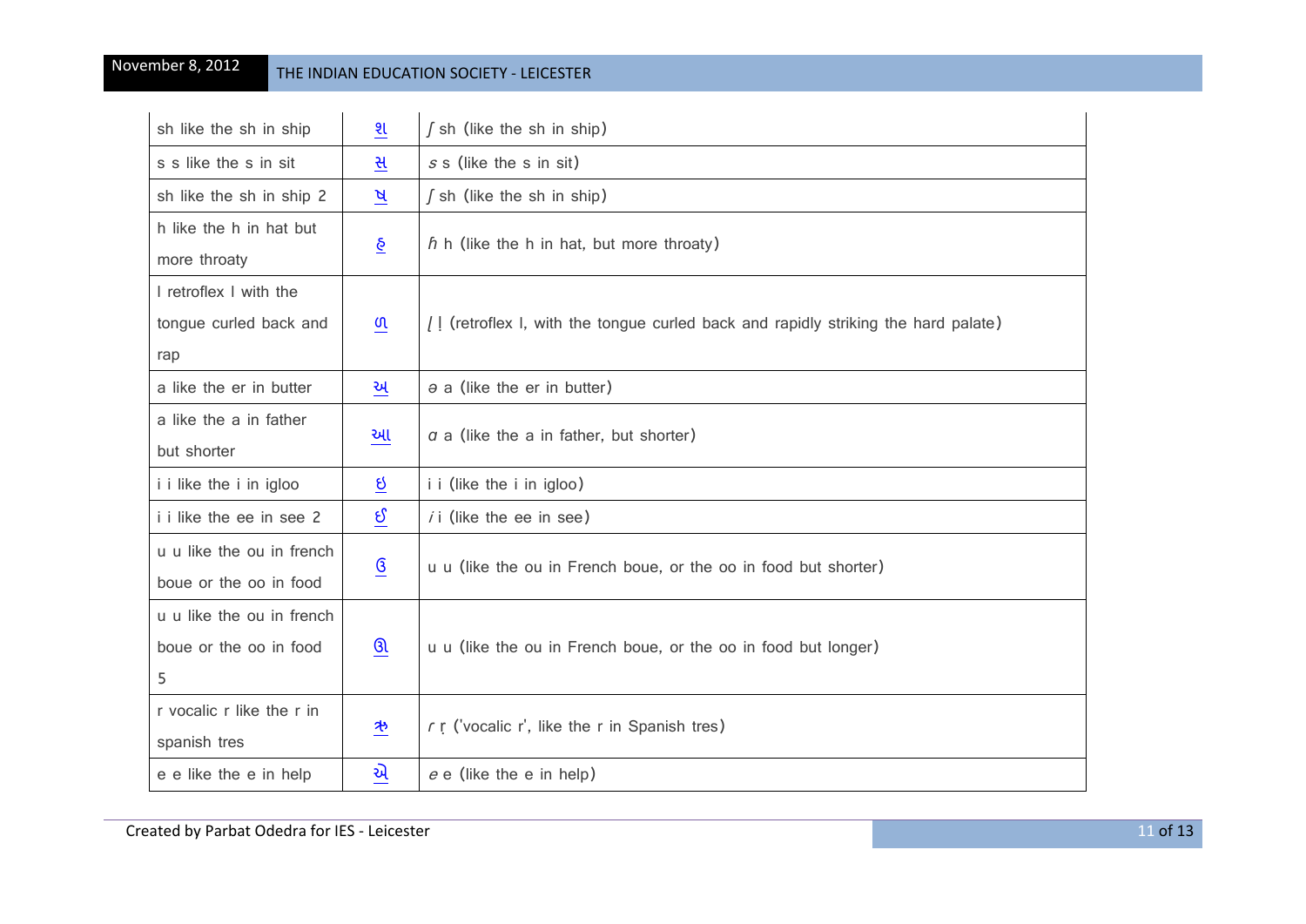| | | |
|---|---|---|
| sh like the sh in ship | શ | ʃ sh (like the sh in ship) |
| s s like the s in sit | સ | s s (like the s in sit) |
| sh like the sh in ship 2 | ષ | ʃ sh (like the sh in ship) |
| h like the h in hat but more throaty | હ | ɦ h (like the h in hat, but more throaty) |
| l retroflex l with the tongue curled back and rap | ળ | ɭ ḷ (retroflex l, with the tongue curled back and rapidly striking the hard palate) |
| a like the er in butter | અ | ə a (like the er in butter) |
| a like the a in father but shorter | આ | ɑ a (like the a in father, but shorter) |
| i i like the i in igloo | ઇ | i i (like the i in igloo) |
| i i like the ee in see 2 | ઈ | i i (like the ee in see) |
| u u like the ou in french boue or the oo in food | ઉ | u u (like the ou in French boue, or the oo in food but shorter) |
| u u like the ou in french boue or the oo in food 5 | ઊ | u u (like the ou in French boue, or the oo in food but longer) |
| r vocalic r like the r in spanish tres | ઋ | r ṛ ('vocalic r', like the r in Spanish tres) |
| e e like the e in help | એ | e e (like the e in help) |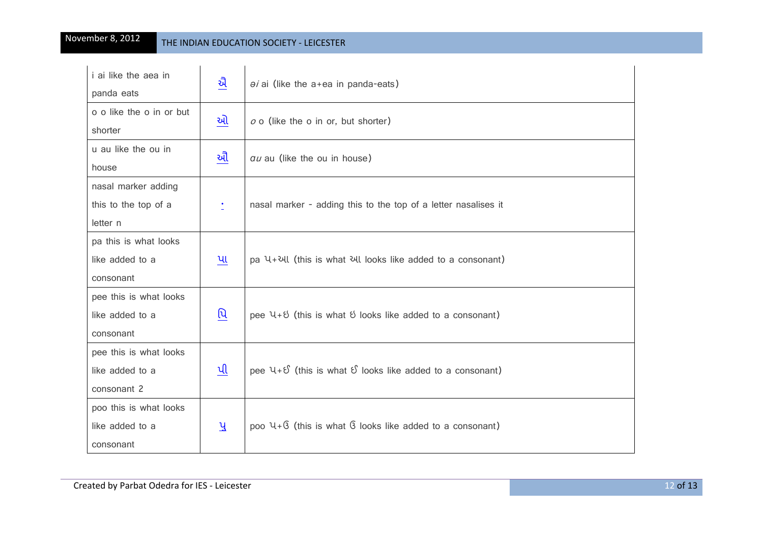| | | |
|---|---|---|
| i ai like the aea in panda eats | ઐ | *əi* ai (like the a+ea in panda-eats) |
| o o like the o in or but shorter | ઓ | *o* o (like the o in or, but shorter) |
| u au like the ou in house | ઔ | *au* au (like the ou in house) |
| nasal marker adding this to the top of a letter n | ં | nasal marker - adding this to the top of a letter nasalises it |
| pa this is what looks like added to a consonant | પા | pa પ+આ (this is what આ looks like added to a consonant) |
| pee this is what looks like added to a consonant | પિ | pee પ+ઇ (this is what ઇ looks like added to a consonant) |
| pee this is what looks like added to a consonant 2 | પી | pee પ+ઈ (this is what ઈ looks like added to a consonant) |
| poo this is what looks like added to a consonant | પુ | poo પ+ઉ (this is what ઉ looks like added to a consonant) |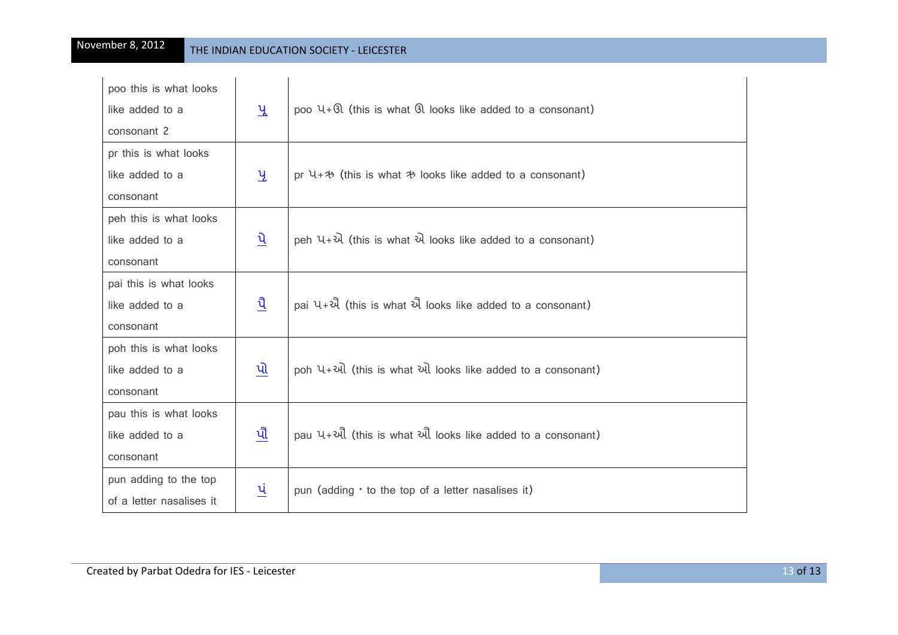| | | |
|---|---|---|
| poo this is what looks like added to a consonant 2 | પૂ | poo પ+ઊ (this is what ઊ looks like added to a consonant) |
| pr this is what looks like added to a consonant | પૃ | pr પ+ઋ (this is what ઋ looks like added to a consonant) |
| peh this is what looks like added to a consonant | પે | peh પ+એ (this is what એ looks like added to a consonant) |
| pai this is what looks like added to a consonant | પૈ | pai પ+ઐ (this is what ઐ looks like added to a consonant) |
| poh this is what looks like added to a consonant | પો | poh પ+ઓ (this is what ઓ looks like added to a consonant) |
| pau this is what looks like added to a consonant | પૌ | pau પ+ઔ (this is what ઔ looks like added to a consonant) |
| pun adding to the top of a letter nasalises it | પં | pun (adding ં to the top of a letter nasalises it) |